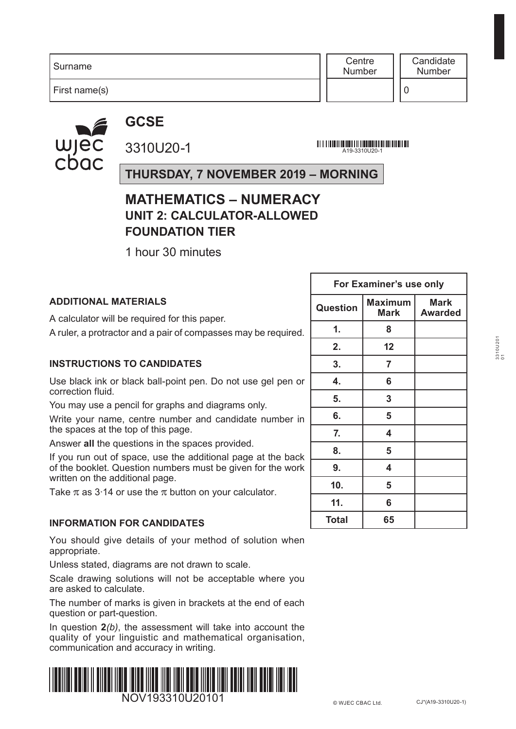| Surname | Centre Number | Candidate Number |
|---|---|---|
| First name(s) | | 0 |

# GCSE

3310U20-1

A19-3310U20-1

**THURSDAY, 7 NOVEMBER 2019 – MORNING**

## MATHEMATICS – NUMERACY
### UNIT 2: CALCULATOR-ALLOWED
### FOUNDATION TIER

1 hour 30 minutes

**ADDITIONAL MATERIALS**

A calculator will be required for this paper.

A ruler, a protractor and a pair of compasses may be required.

**INSTRUCTIONS TO CANDIDATES**

Use black ink or black ball-point pen. Do not use gel pen or correction fluid.

You may use a pencil for graphs and diagrams only.

Write your name, centre number and candidate number in the spaces at the top of this page.

Answer **all** the questions in the spaces provided.

If you run out of space, use the additional page at the back of the booklet. Question numbers must be given for the work written on the additional page.

Take $\pi$ as 3·14 or use the $\pi$ button on your calculator.

**INFORMATION FOR CANDIDATES**

You should give details of your method of solution when appropriate.

Unless stated, diagrams are not drawn to scale.

Scale drawing solutions will not be acceptable where you are asked to calculate.

The number of marks is given in brackets at the end of each question or part-question.

In question **2***(b)*, the assessment will take into account the quality of your linguistic and mathematical organisation, communication and accuracy in writing.

| For Examiner's use only | | |
|---|---|---|
| **Question** | **Maximum Mark** | **Mark Awarded** |
| **1.** | **8** | |
| **2.** | **12** | |
| **3.** | **7** | |
| **4.** | **6** | |
| **5.** | **3** | |
| **6.** | **5** | |
| **7.** | **4** | |
| **8.** | **5** | |
| **9.** | **4** | |
| **10.** | **5** | |
| **11.** | **6** | |
| **Total** | **65** | |

NOV193310U20101

© WJEC CBAC Ltd. CJ*(A19-3310U20-1)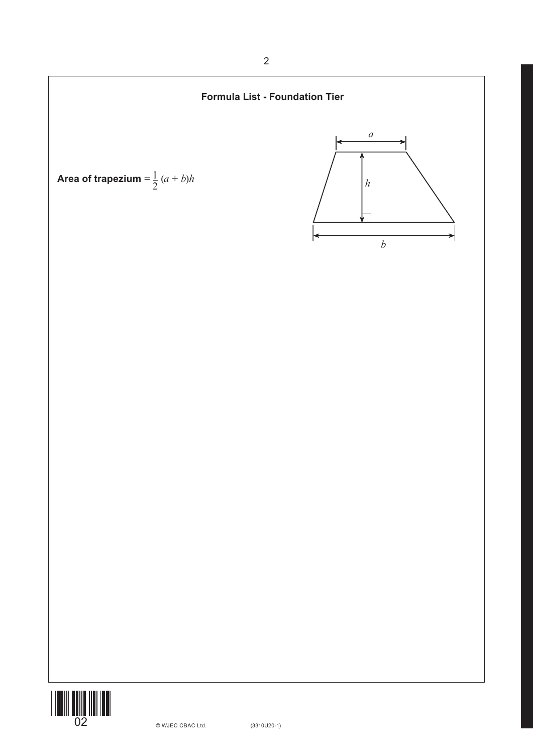## Formula List - Foundation Tier

**Area of trapezium** $= \frac{1}{2}(a + b)h$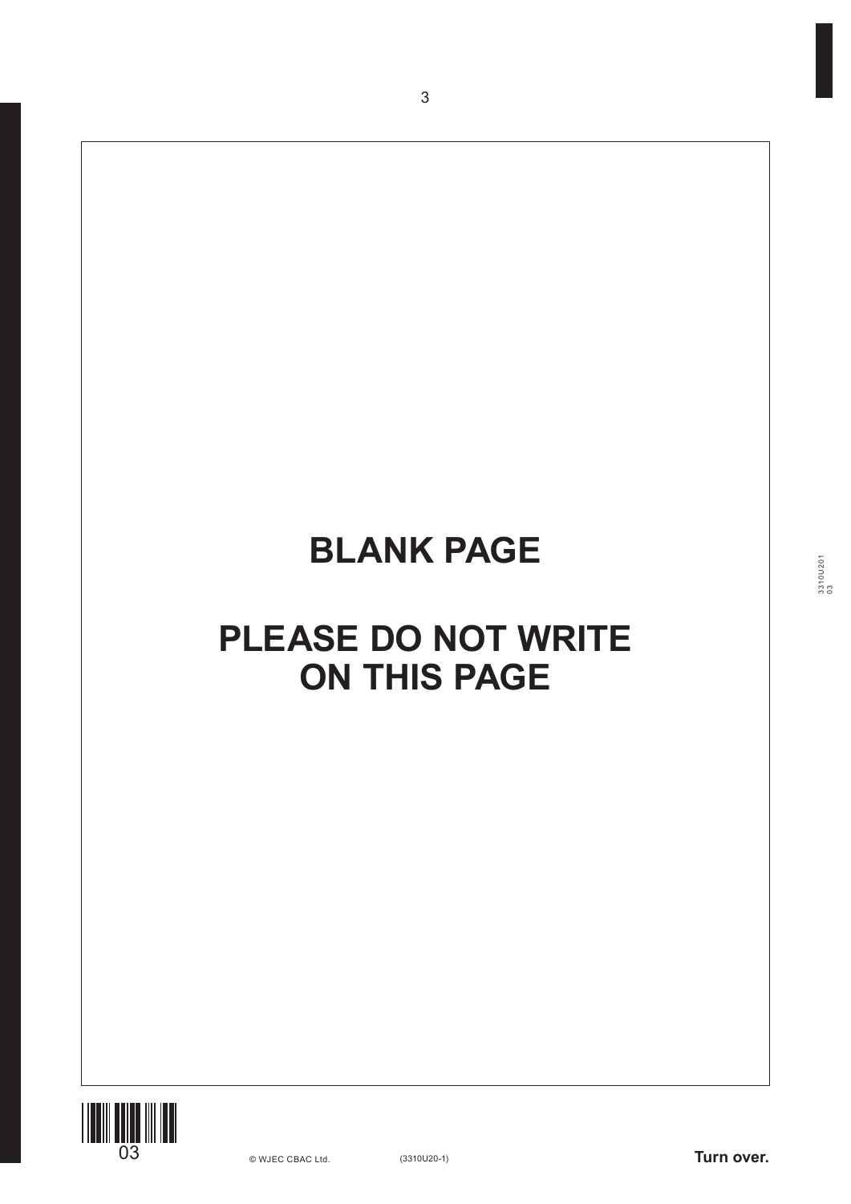**BLANK PAGE**

**PLEASE DO NOT WRITE ON THIS PAGE**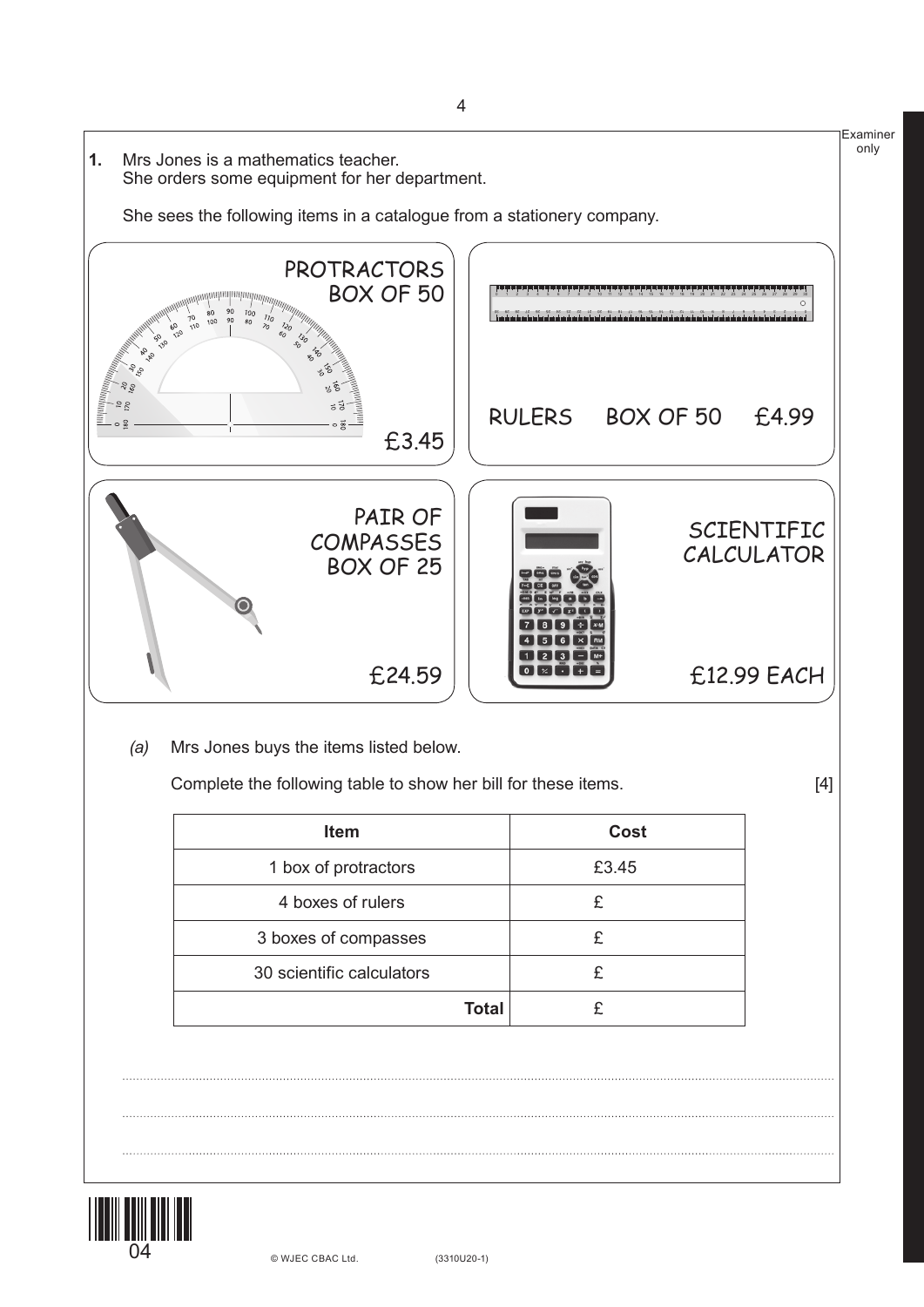**1.** Mrs Jones is a mathematics teacher.
She orders some equipment for her department.

She sees the following items in a catalogue from a stationery company.

PROTRACTORS
BOX OF 50
£3.45

RULERS BOX OF 50 £4.99

PAIR OF COMPASSES
BOX OF 25
£24.59

SCIENTIFIC CALCULATOR
£12.99 EACH

*(a)* Mrs Jones buys the items listed below.

Complete the following table to show her bill for these items. [4]

| Item | Cost |
| --- | --- |
| 1 box of protractors | £3.45 |
| 4 boxes of rulers | £ |
| 3 boxes of compasses | £ |
| 30 scientific calculators | £ |
| **Total** | £ |

..............................................................................................................................................................

..............................................................................................................................................................

..............................................................................................................................................................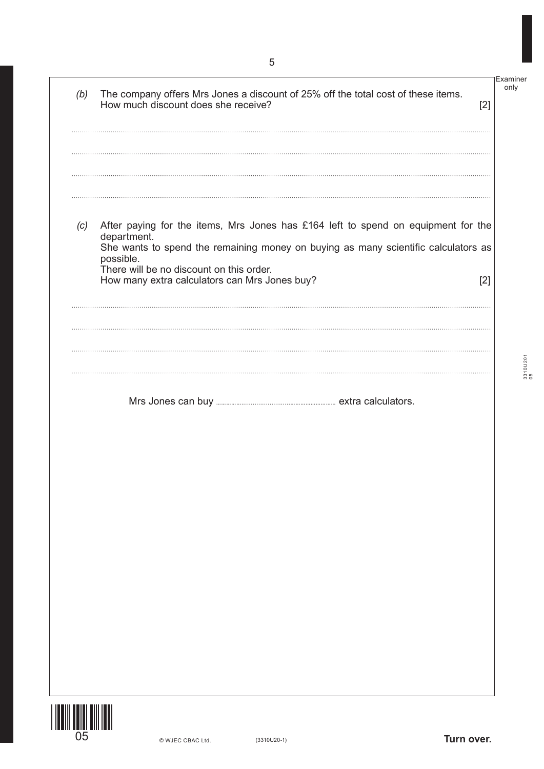*(b)* The company offers Mrs Jones a discount of 25% off the total cost of these items.
How much discount does she receive? [2]

..............................................................................................................................................

..............................................................................................................................................

..............................................................................................................................................

..............................................................................................................................................

*(c)* After paying for the items, Mrs Jones has £164 left to spend on equipment for the department.
She wants to spend the remaining money on buying as many scientific calculators as possible.
There will be no discount on this order.
How many extra calculators can Mrs Jones buy? [2]

..............................................................................................................................................

..............................................................................................................................................

..............................................................................................................................................

..............................................................................................................................................

Mrs Jones can buy .................................... extra calculators.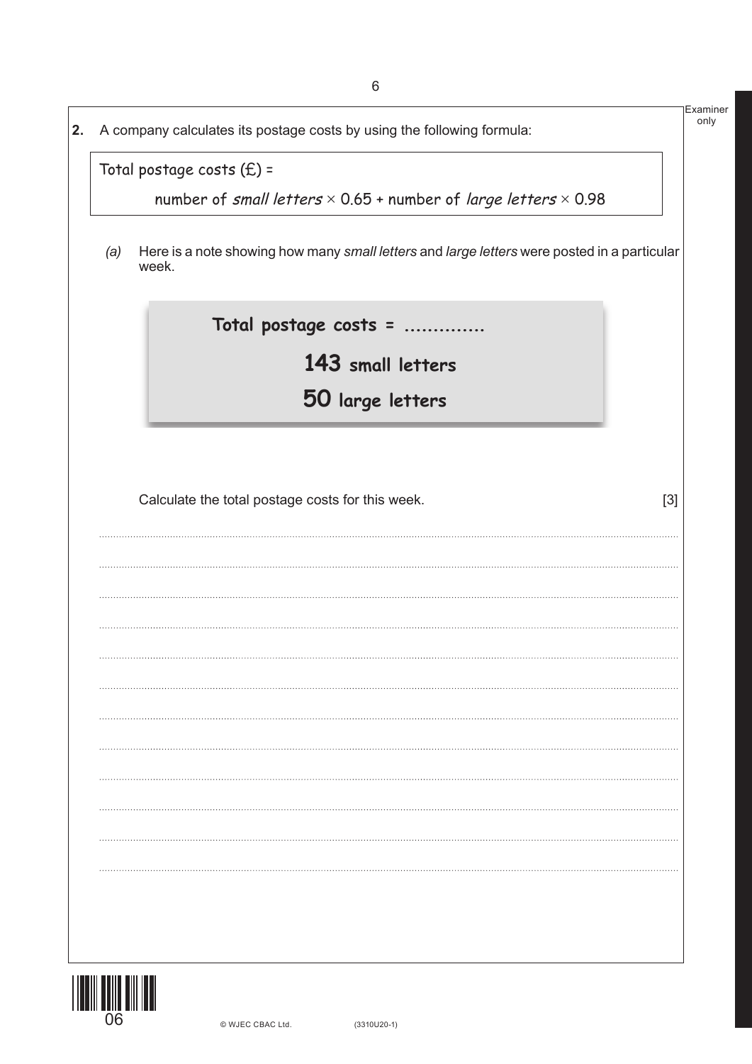**2.** A company calculates its postage costs by using the following formula:

> Total postage costs (£) =
>
> number of *small letters* $\times$ 0.65 + number of *large letters* $\times$ 0.98

*(a)* Here is a note showing how many *small letters* and *large letters* were posted in a particular week.

> **Total postage costs = .............**
>
> **143 small letters**
>
> **50 large letters**

Calculate the total postage costs for this week. [3]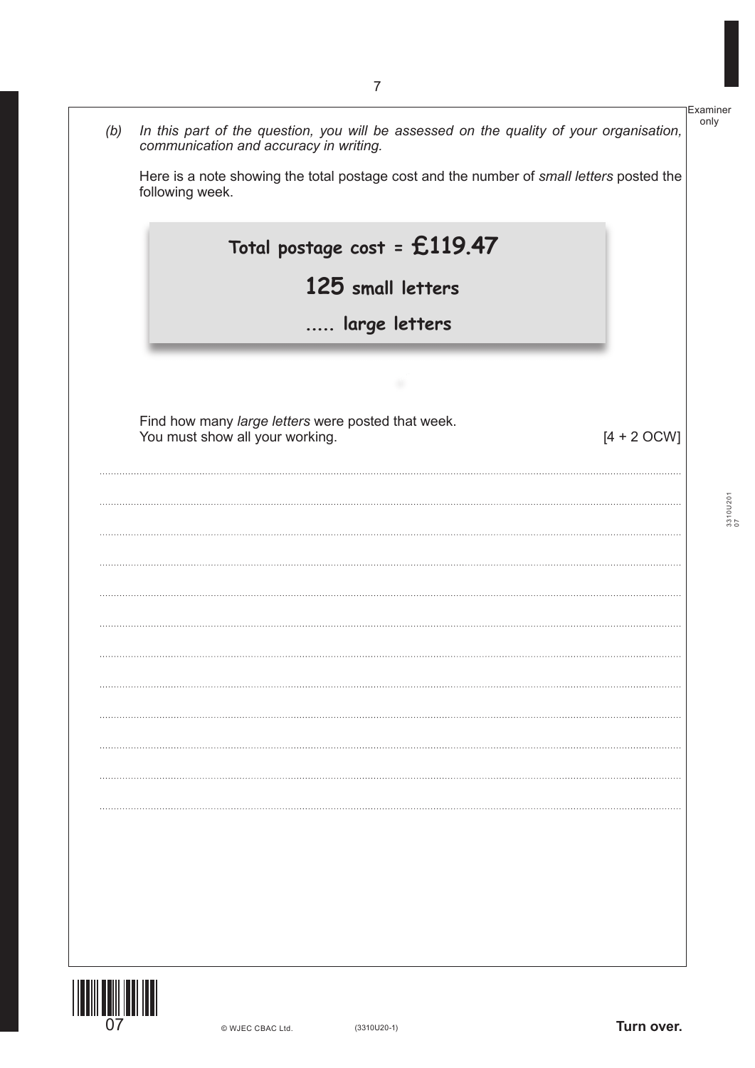(b) *In this part of the question, you will be assessed on the quality of your organisation, communication and accuracy in writing.*

Here is a note showing the total postage cost and the number of *small letters* posted the following week.

**Total postage cost = £119.47**

**125 small letters**

**..... large letters**

Find how many *large letters* were posted that week.
You must show all your working. [4 + 2 OCW]

..............................................................................................................................................

..............................................................................................................................................

..............................................................................................................................................

..............................................................................................................................................

..............................................................................................................................................

..............................................................................................................................................

..............................................................................................................................................

..............................................................................................................................................

..............................................................................................................................................

..............................................................................................................................................

..............................................................................................................................................

..............................................................................................................................................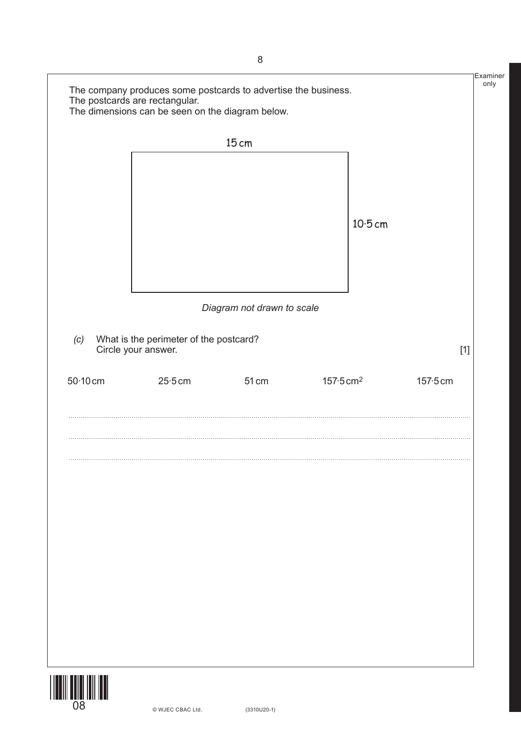The company produces some postcards to advertise the business.
The postcards are rectangular.
The dimensions can be seen on the diagram below.

15 cm

10·5 cm

*Diagram not drawn to scale*

*(c)* What is the perimeter of the postcard?
Circle your answer. [1]

50·10 cm     25·5 cm     51 cm     157·5 $cm^2$     157·5 cm

..............................................................................................................................................

..............................................................................................................................................

..............................................................................................................................................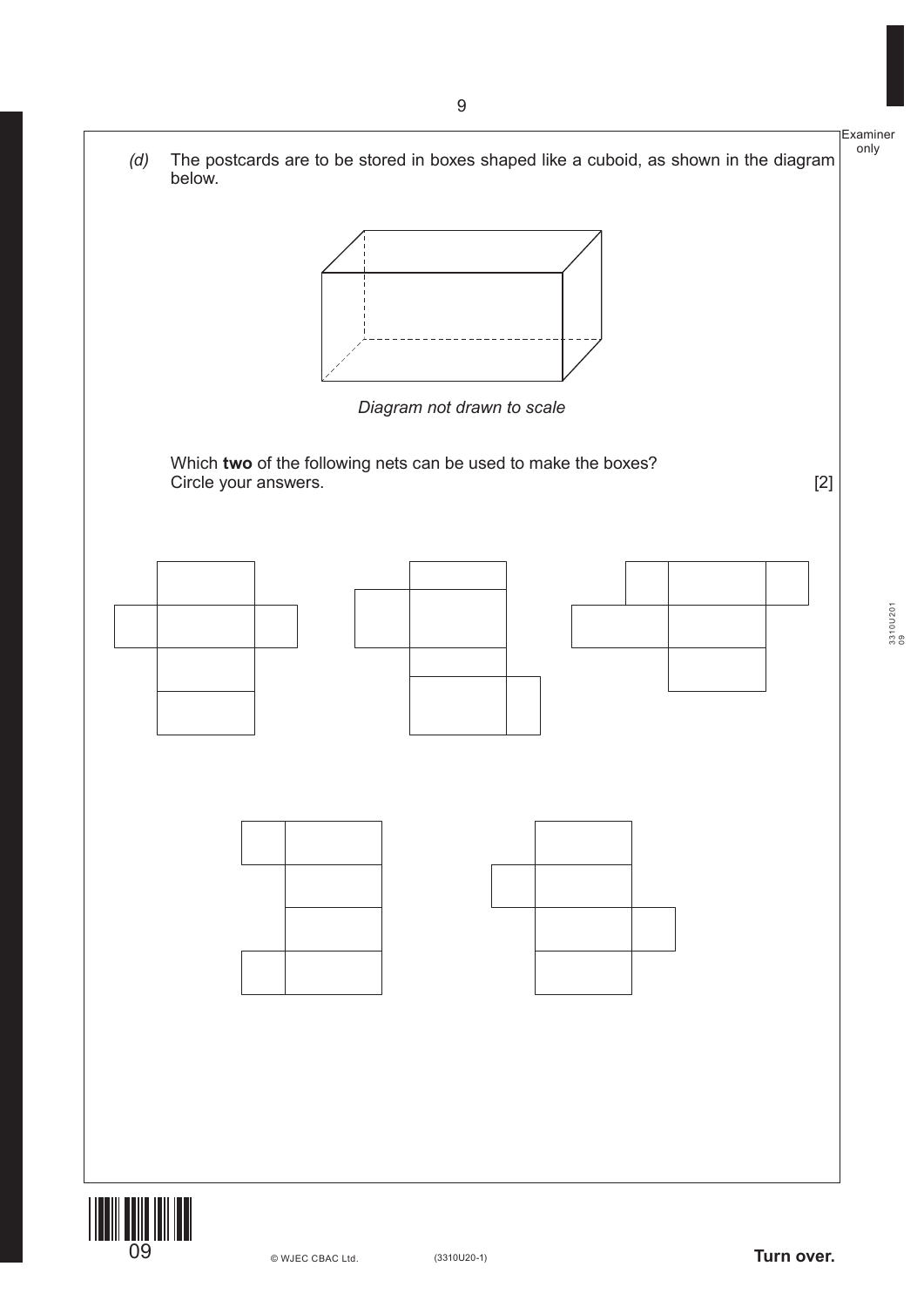*(d)* The postcards are to be stored in boxes shaped like a cuboid, as shown in the diagram below.

*Diagram not drawn to scale*

Which **two** of the following nets can be used to make the boxes?
Circle your answers. [2]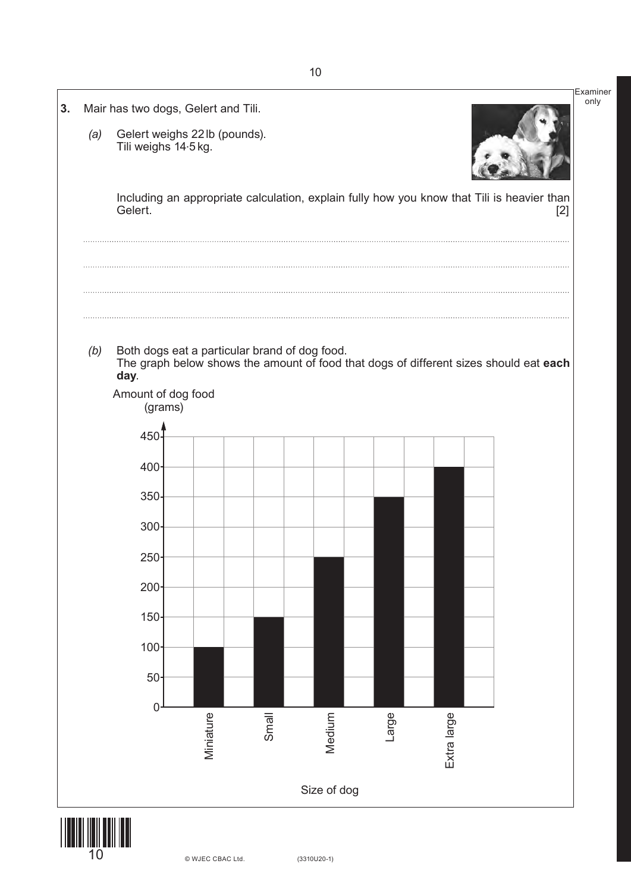**3.** Mair has two dogs, Gelert and Tili.

*(a)* Gelert weighs 22 lb (pounds).
Tili weighs 14·5 kg.

Including an appropriate calculation, explain fully how you know that Tili is heavier than Gelert. [2]

..............................................................................................................................................

..............................................................................................................................................

..............................................................................................................................................

..............................................................................................................................................

*(b)* Both dogs eat a particular brand of dog food.
The graph below shows the amount of food that dogs of different sizes should eat **each day**.

Amount of dog food (grams)

| Size of dog | Amount of dog food (grams) |
| --- | --- |
| Miniature | 100 |
| Small | 150 |
| Medium | 250 |
| Large | 350 |
| Extra large | 400 |

Size of dog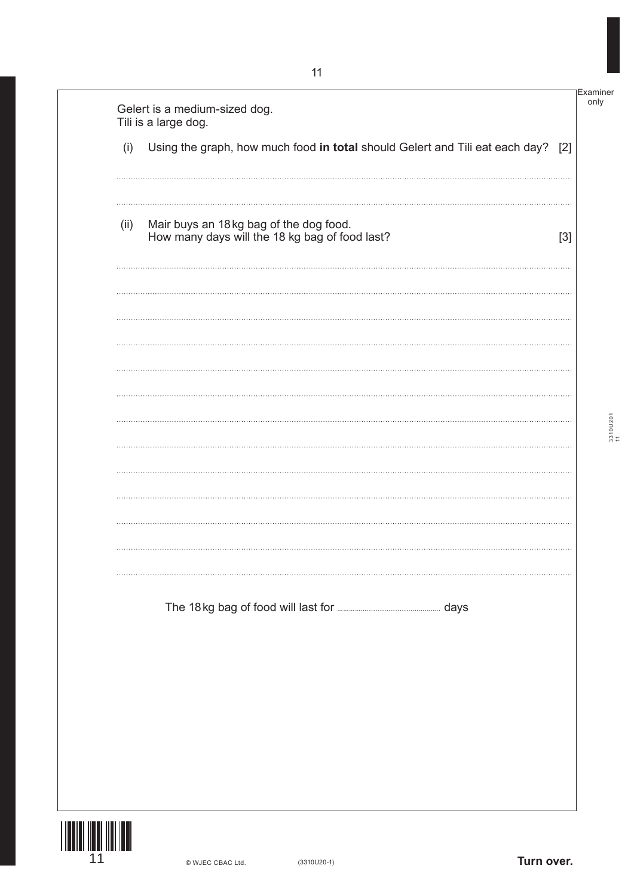Gelert is a medium-sized dog.
Tili is a large dog.

(i) Using the graph, how much food **in total** should Gelert and Tili eat each day? [2]

..............................................................................................................................................

..............................................................................................................................................

(ii) Mair buys an 18 kg bag of the dog food.
How many days will the 18 kg bag of food last? [3]

..............................................................................................................................................

..............................................................................................................................................

..............................................................................................................................................

..............................................................................................................................................

..............................................................................................................................................

..............................................................................................................................................

..............................................................................................................................................

..............................................................................................................................................

..............................................................................................................................................

..............................................................................................................................................

..............................................................................................................................................

..............................................................................................................................................

..............................................................................................................................................

The 18 kg bag of food will last for .................................... days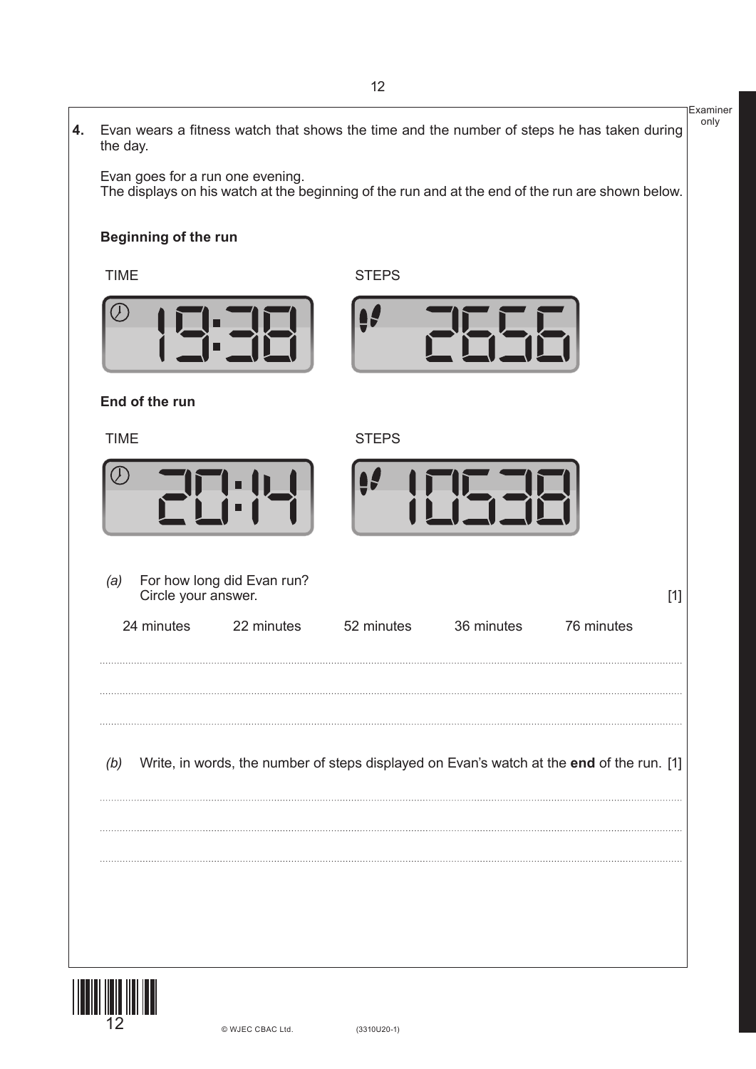**4.** Evan wears a fitness watch that shows the time and the number of steps he has taken during the day.

Evan goes for a run one evening.
The displays on his watch at the beginning of the run and at the end of the run are shown below.

**Beginning of the run**

TIME: 19:38

STEPS: 2656

**End of the run**

TIME: 20:14

STEPS: 10538

*(a)* For how long did Evan run?
Circle your answer. [1]

24 minutes    22 minutes    52 minutes    36 minutes    76 minutes

.....................................................................................................................................................

.....................................................................................................................................................

.....................................................................................................................................................

*(b)* Write, in words, the number of steps displayed on Evan's watch at the **end** of the run. [1]

.....................................................................................................................................................

.....................................................................................................................................................

.....................................................................................................................................................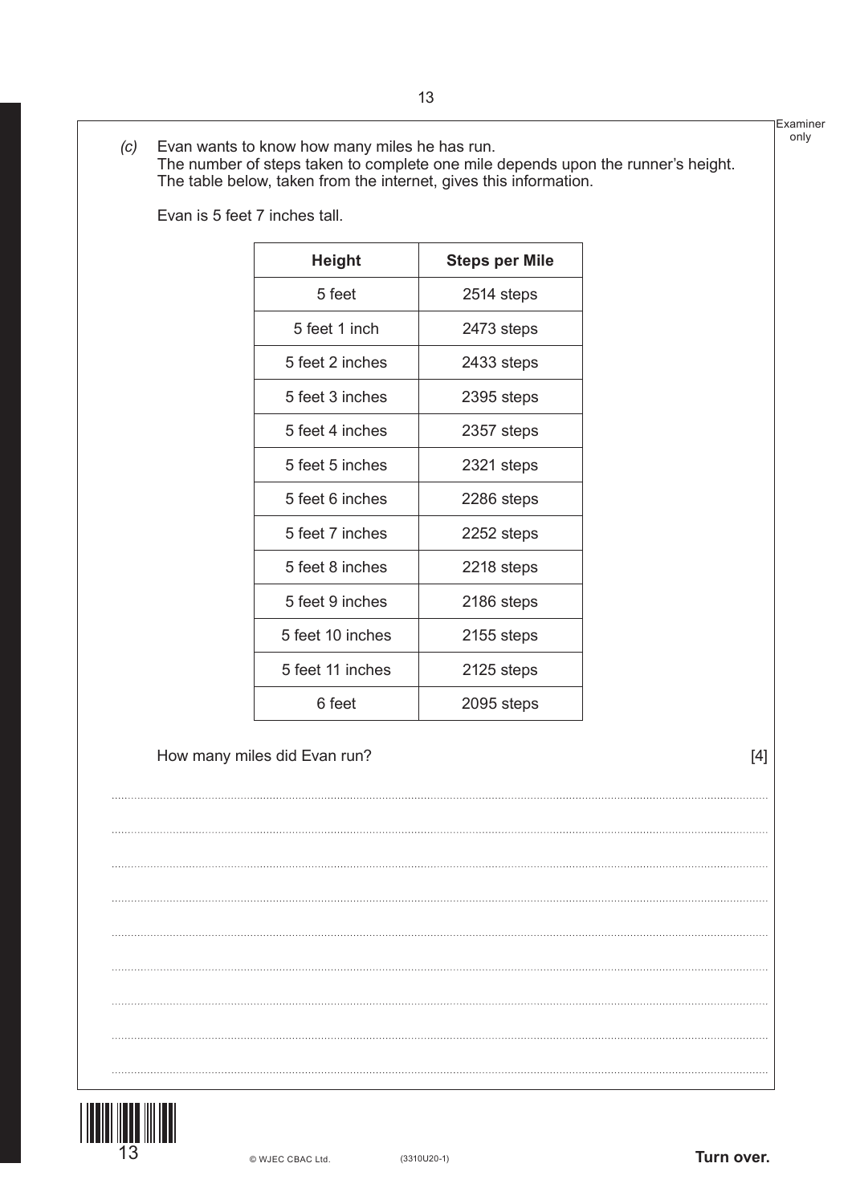(c) Evan wants to know how many miles he has run.
The number of steps taken to complete one mile depends upon the runner's height.
The table below, taken from the internet, gives this information.

Evan is 5 feet 7 inches tall.

| Height | Steps per Mile |
|---|---|
| 5 feet | 2514 steps |
| 5 feet 1 inch | 2473 steps |
| 5 feet 2 inches | 2433 steps |
| 5 feet 3 inches | 2395 steps |
| 5 feet 4 inches | 2357 steps |
| 5 feet 5 inches | 2321 steps |
| 5 feet 6 inches | 2286 steps |
| 5 feet 7 inches | 2252 steps |
| 5 feet 8 inches | 2218 steps |
| 5 feet 9 inches | 2186 steps |
| 5 feet 10 inches | 2155 steps |
| 5 feet 11 inches | 2125 steps |
| 6 feet | 2095 steps |

How many miles did Evan run? [4]

..............................................................................................................................................

..............................................................................................................................................

..............................................................................................................................................

..............................................................................................................................................

..............................................................................................................................................

..............................................................................................................................................

..............................................................................................................................................

..............................................................................................................................................

..............................................................................................................................................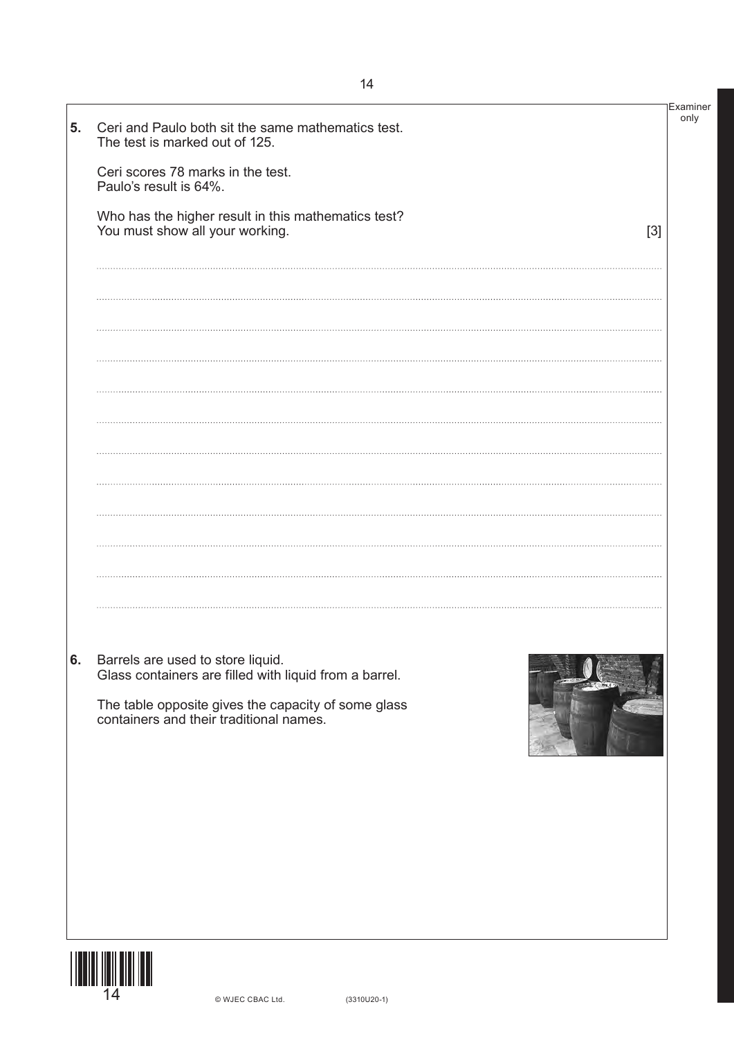**5.** Ceri and Paulo both sit the same mathematics test.
The test is marked out of 125.

Ceri scores 78 marks in the test.
Paulo's result is 64%.

Who has the higher result in this mathematics test?
You must show all your working. [3]

**6.** Barrels are used to store liquid.
Glass containers are filled with liquid from a barrel.

The table opposite gives the capacity of some glass containers and their traditional names.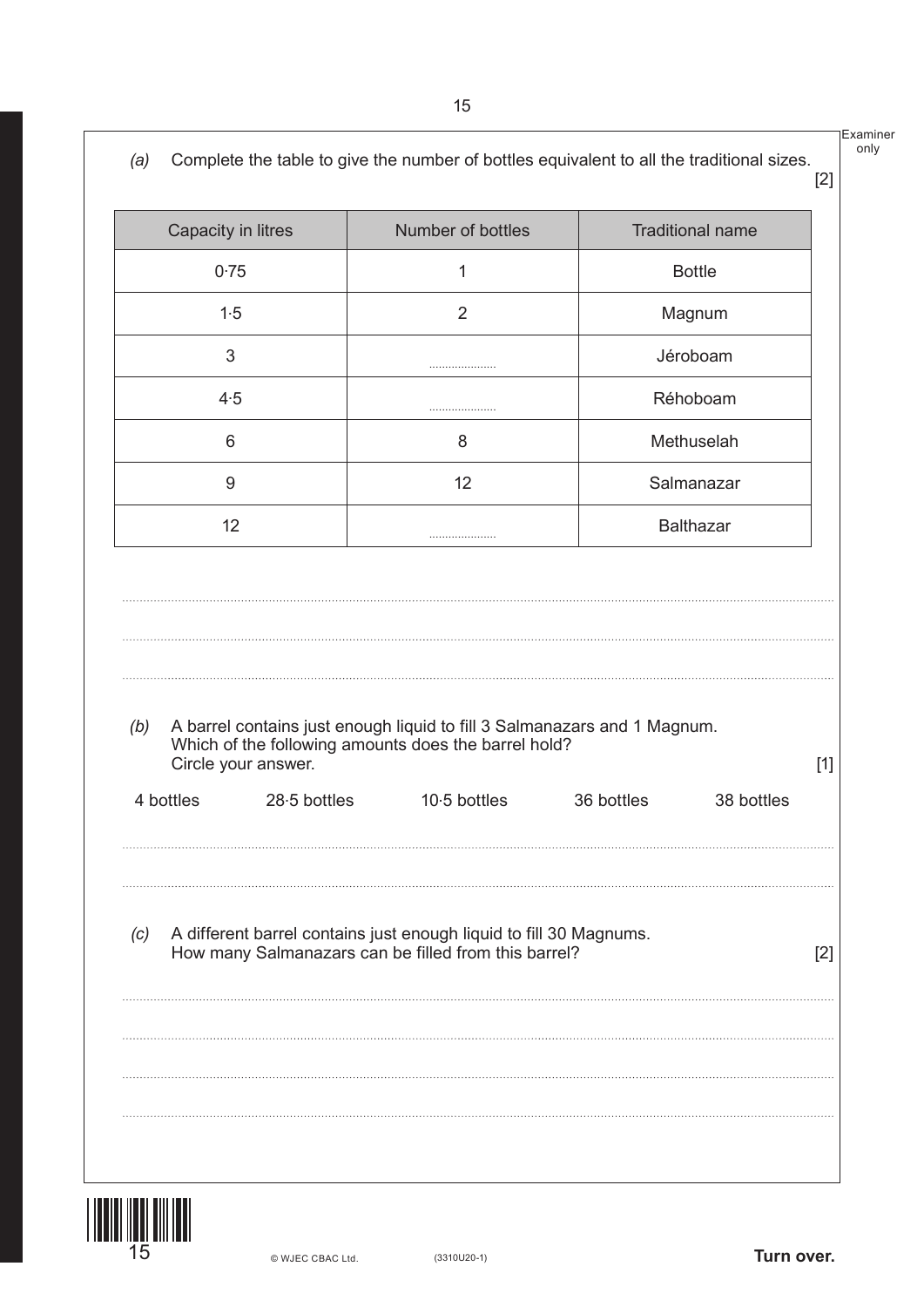*(a)* Complete the table to give the number of bottles equivalent to all the traditional sizes. [2]

| Capacity in litres | Number of bottles | Traditional name |
|---|---|---|
| 0·75 | 1 | Bottle |
| 1·5 | 2 | Magnum |
| 3 | .................... | Jéroboam |
| 4·5 | .................... | Réhoboam |
| 6 | 8 | Methuselah |
| 9 | 12 | Salmanazar |
| 12 | .................... | Balthazar |

..............................................................................................................................................

..............................................................................................................................................

..............................................................................................................................................

*(b)* A barrel contains just enough liquid to fill 3 Salmanazars and 1 Magnum. Which of the following amounts does the barrel hold? Circle your answer. [1]

4 bottles 28·5 bottles 10·5 bottles 36 bottles 38 bottles

..............................................................................................................................................

..............................................................................................................................................

*(c)* A different barrel contains just enough liquid to fill 30 Magnums. How many Salmanazars can be filled from this barrel? [2]

..............................................................................................................................................

..............................................................................................................................................

..............................................................................................................................................

..............................................................................................................................................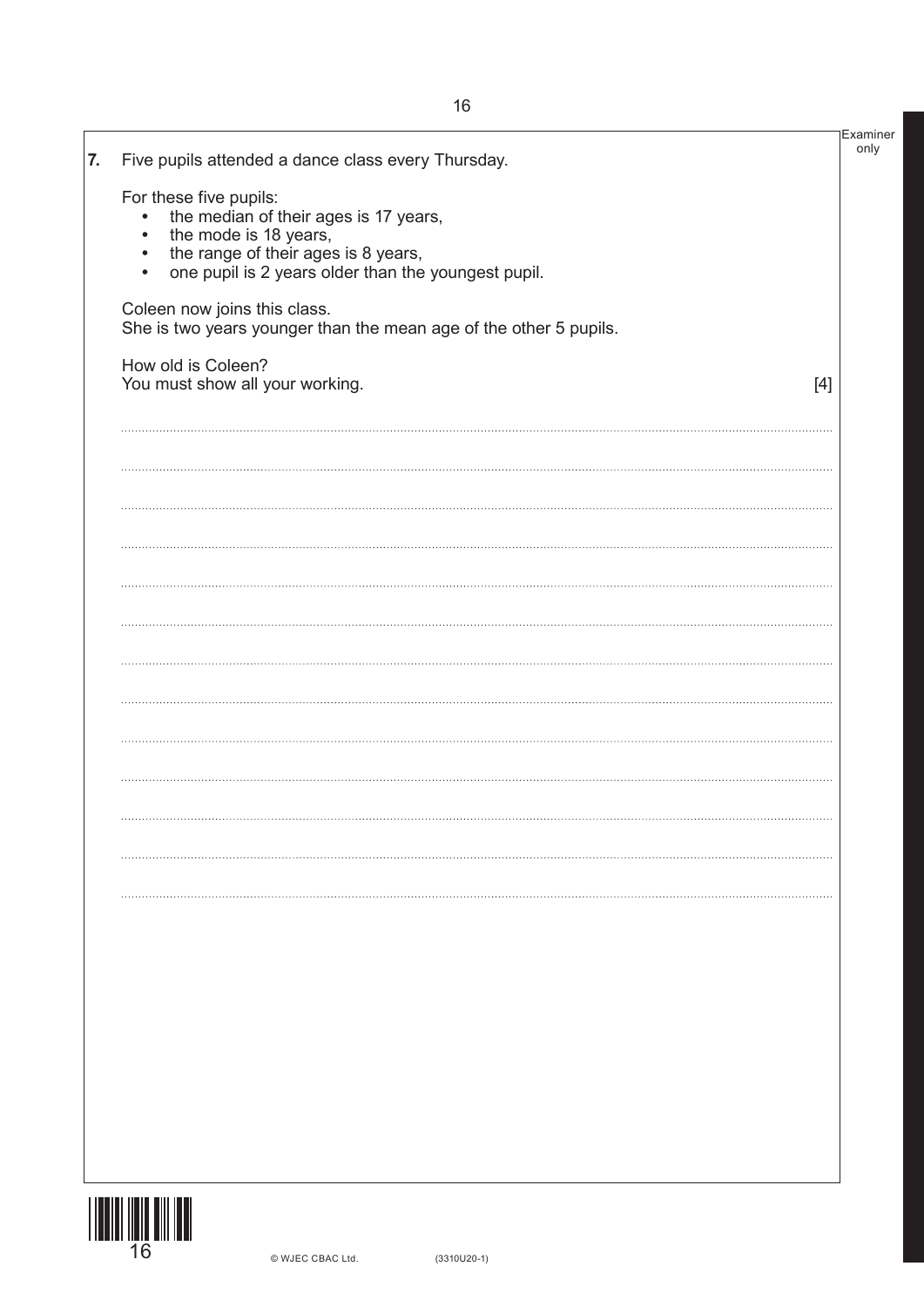**7.** Five pupils attended a dance class every Thursday.

For these five pupils:

- the median of their ages is 17 years,
- the mode is 18 years,
- the range of their ages is 8 years,
- one pupil is 2 years older than the youngest pupil.

Coleen now joins this class.
She is two years younger than the mean age of the other 5 pupils.

How old is Coleen?
You must show all your working. [4]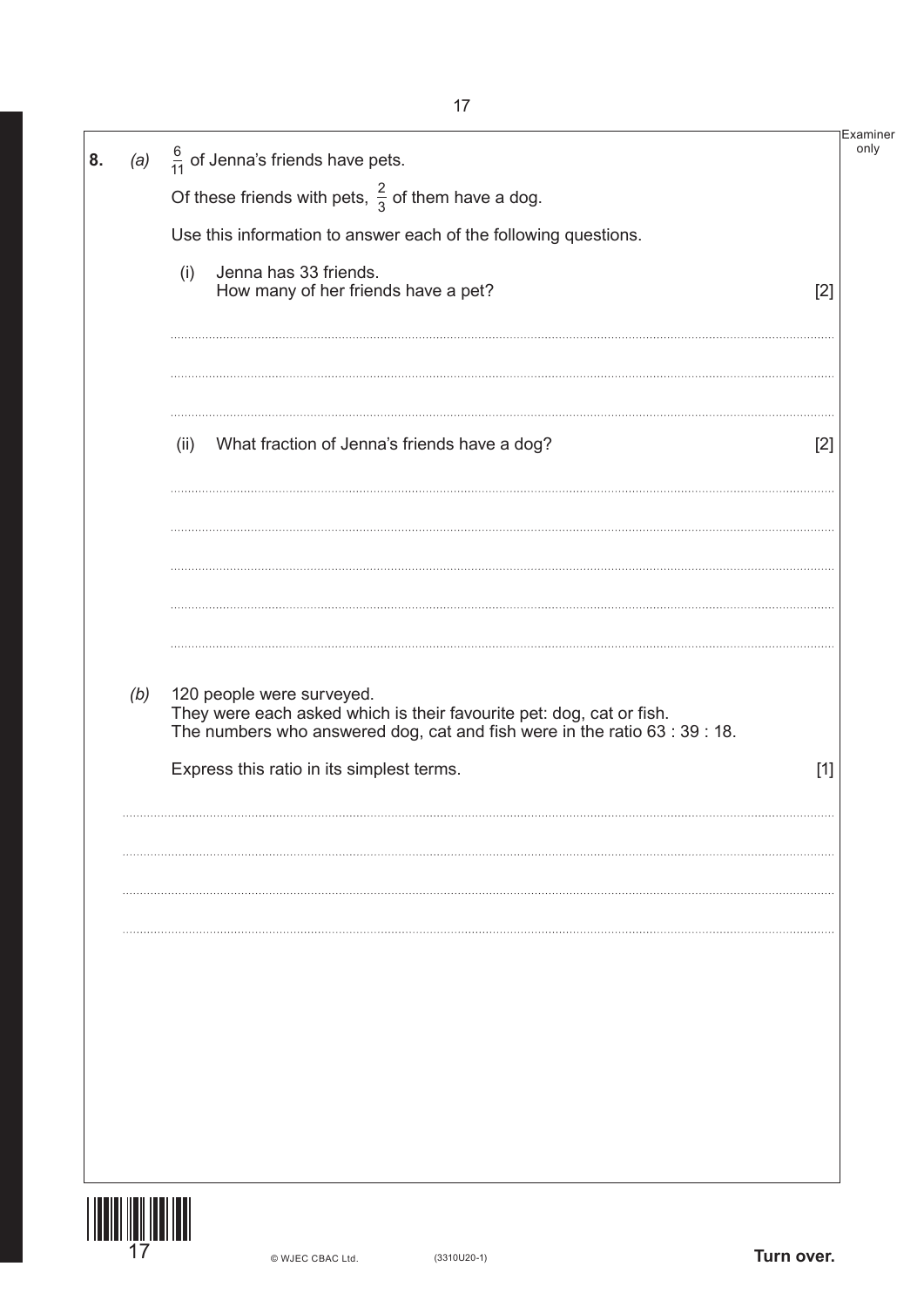**8.** *(a)* $\frac{6}{11}$ of Jenna's friends have pets.

Of these friends with pets, $\frac{2}{3}$ of them have a dog.

Use this information to answer each of the following questions.

(i) Jenna has 33 friends.
How many of her friends have a pet? [2]

(ii) What fraction of Jenna's friends have a dog? [2]

*(b)* 120 people were surveyed.
They were each asked which is their favourite pet: dog, cat or fish.
The numbers who answered dog, cat and fish were in the ratio 63 : 39 : 18.

Express this ratio in its simplest terms. [1]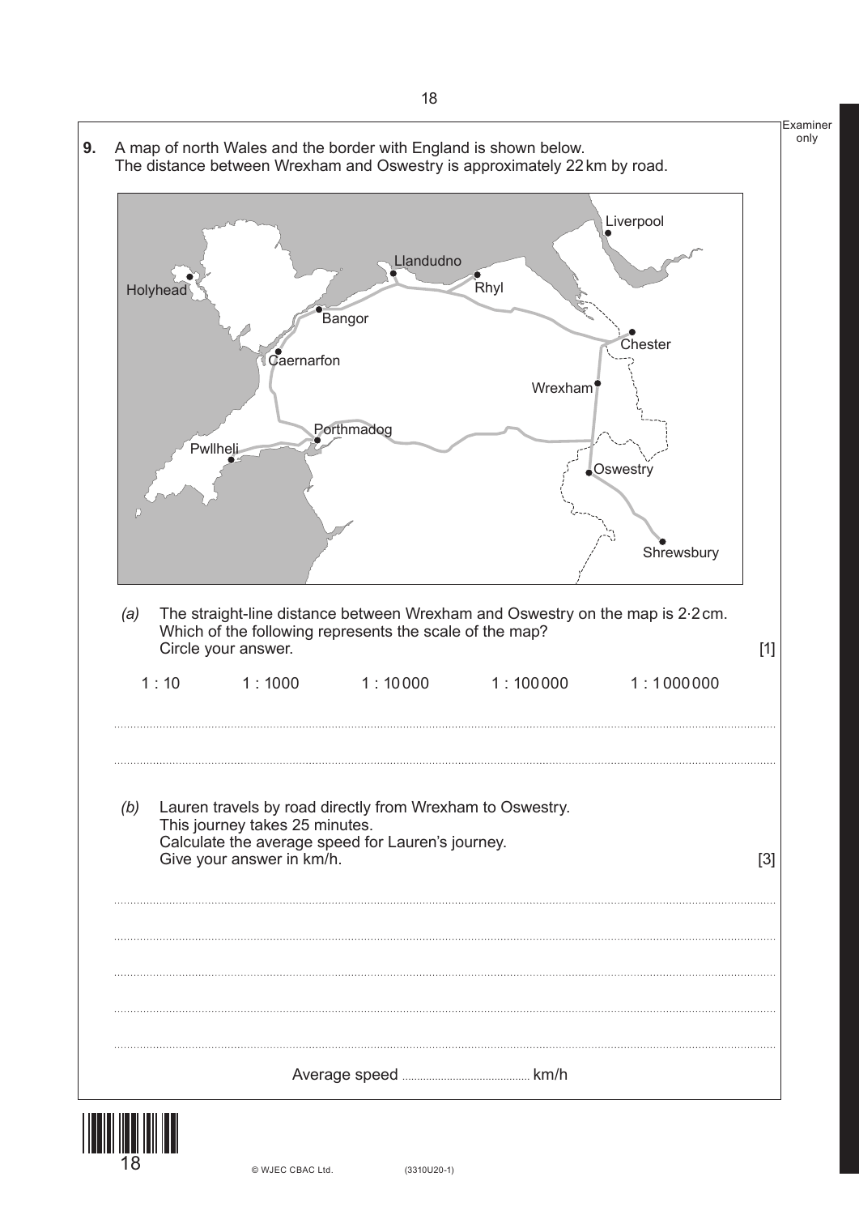**9.** A map of north Wales and the border with England is shown below.
The distance between Wrexham and Oswestry is approximately 22 km by road.

*(a)* The straight-line distance between Wrexham and Oswestry on the map is 2·2 cm.
Which of the following represents the scale of the map?
Circle your answer. [1]

1 : 10 &nbsp;&nbsp;&nbsp;&nbsp; 1 : 1000 &nbsp;&nbsp;&nbsp;&nbsp; 1 : 10 000 &nbsp;&nbsp;&nbsp;&nbsp; 1 : 100 000 &nbsp;&nbsp;&nbsp;&nbsp; 1 : 1 000 000

..............................................................................................................................................

..............................................................................................................................................

*(b)* Lauren travels by road directly from Wrexham to Oswestry.
This journey takes 25 minutes.
Calculate the average speed for Lauren's journey.
Give your answer in km/h. [3]

..............................................................................................................................................

..............................................................................................................................................

..............................................................................................................................................

..............................................................................................................................................

..............................................................................................................................................

Average speed .......................................... km/h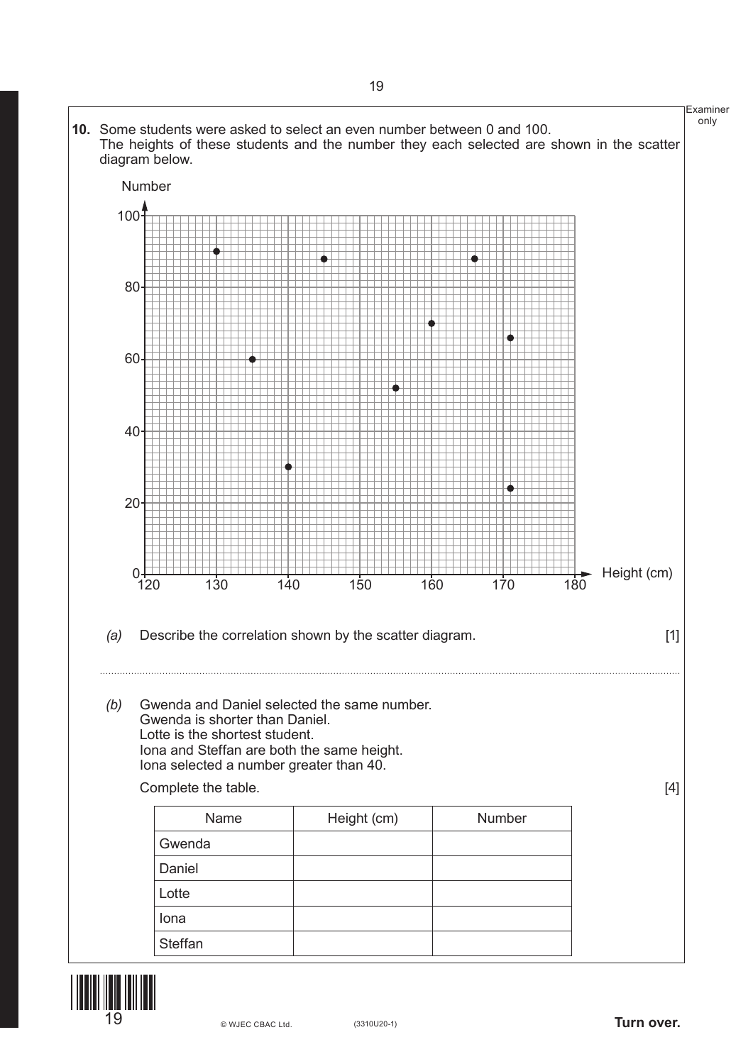**10.** Some students were asked to select an even number between 0 and 100.
The heights of these students and the number they each selected are shown in the scatter diagram below.

*(a)* Describe the correlation shown by the scatter diagram. [1]

.............................................................................................................................................................................................

*(b)* Gwenda and Daniel selected the same number.
Gwenda is shorter than Daniel.
Lotte is the shortest student.
Iona and Steffan are both the same height.
Iona selected a number greater than 40.

Complete the table. [4]

| Name | Height (cm) | Number |
|---|---|---|
| Gwenda | | |
| Daniel | | |
| Lotte | | |
| Iona | | |
| Steffan | | |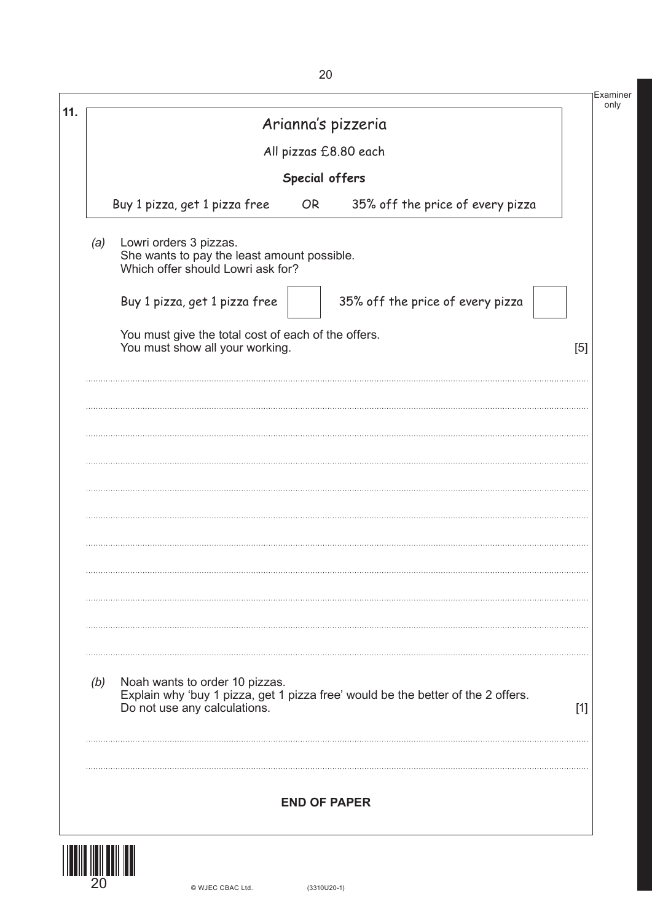**11.**

Arianna's pizzeria

All pizzas £8.80 each

**Special offers**

Buy 1 pizza, get 1 pizza free OR 35% off the price of every pizza

*(a)* Lowri orders 3 pizzas.
She wants to pay the least amount possible.
Which offer should Lowri ask for?

Buy 1 pizza, get 1 pizza free ☐ 35% off the price of every pizza ☐

You must give the total cost of each of the offers.
You must show all your working. [5]

*(b)* Noah wants to order 10 pizzas.
Explain why 'buy 1 pizza, get 1 pizza free' would be the better of the 2 offers.
Do not use any calculations. [1]

**END OF PAPER**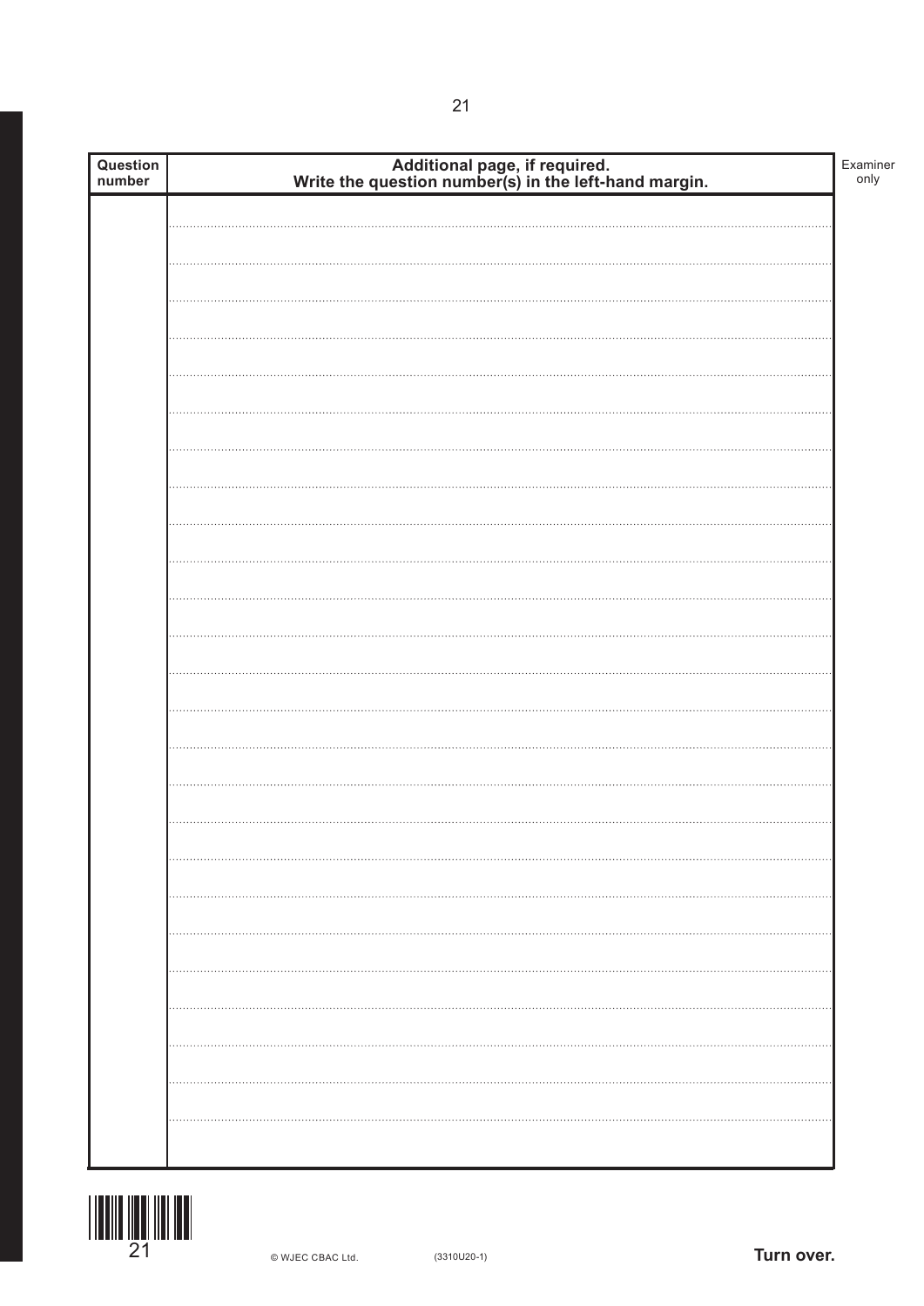| Question number | Additional page, if required. Write the question number(s) in the left-hand margin. |
| --- | --- |
| | |

Examiner only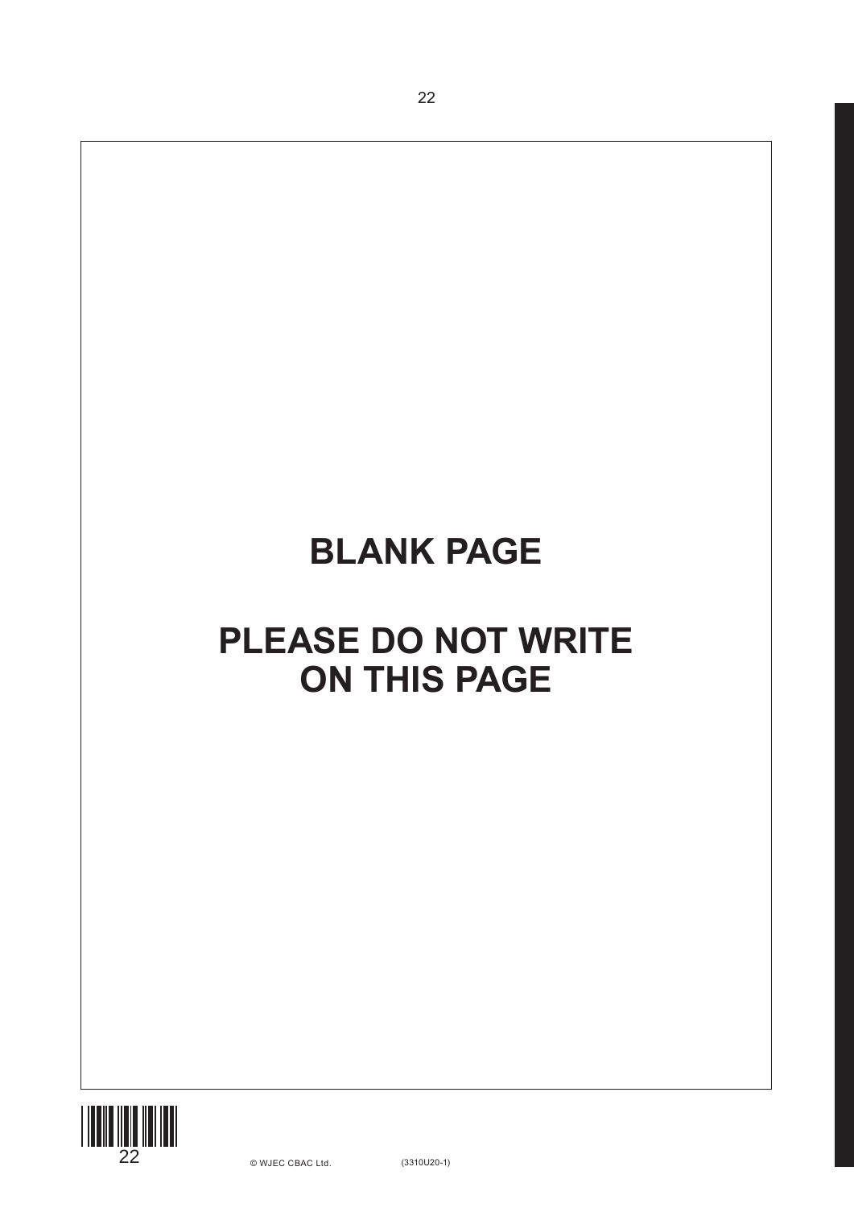**BLANK PAGE**

**PLEASE DO NOT WRITE ON THIS PAGE**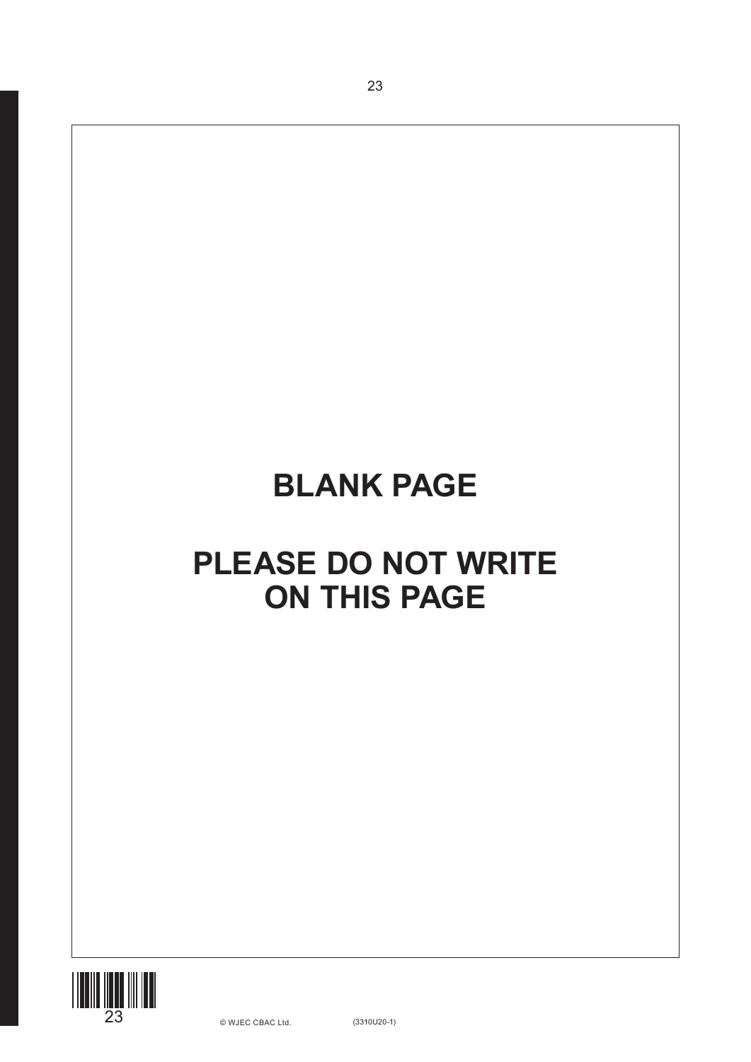**BLANK PAGE**

**PLEASE DO NOT WRITE ON THIS PAGE**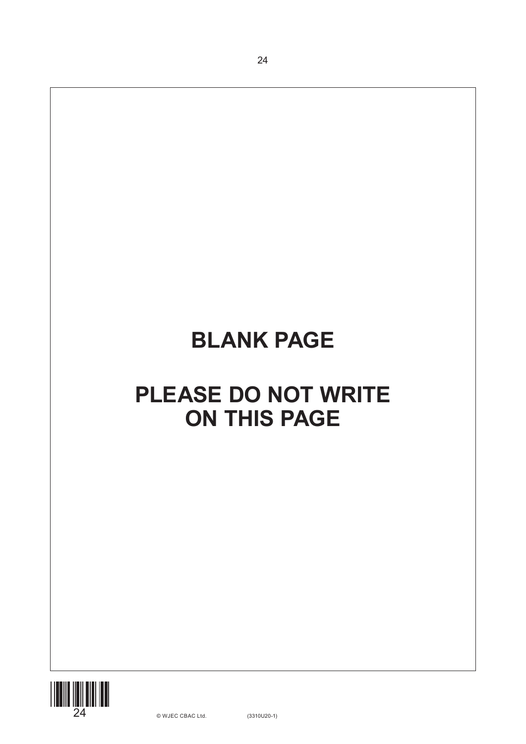**BLANK PAGE**

**PLEASE DO NOT WRITE ON THIS PAGE**